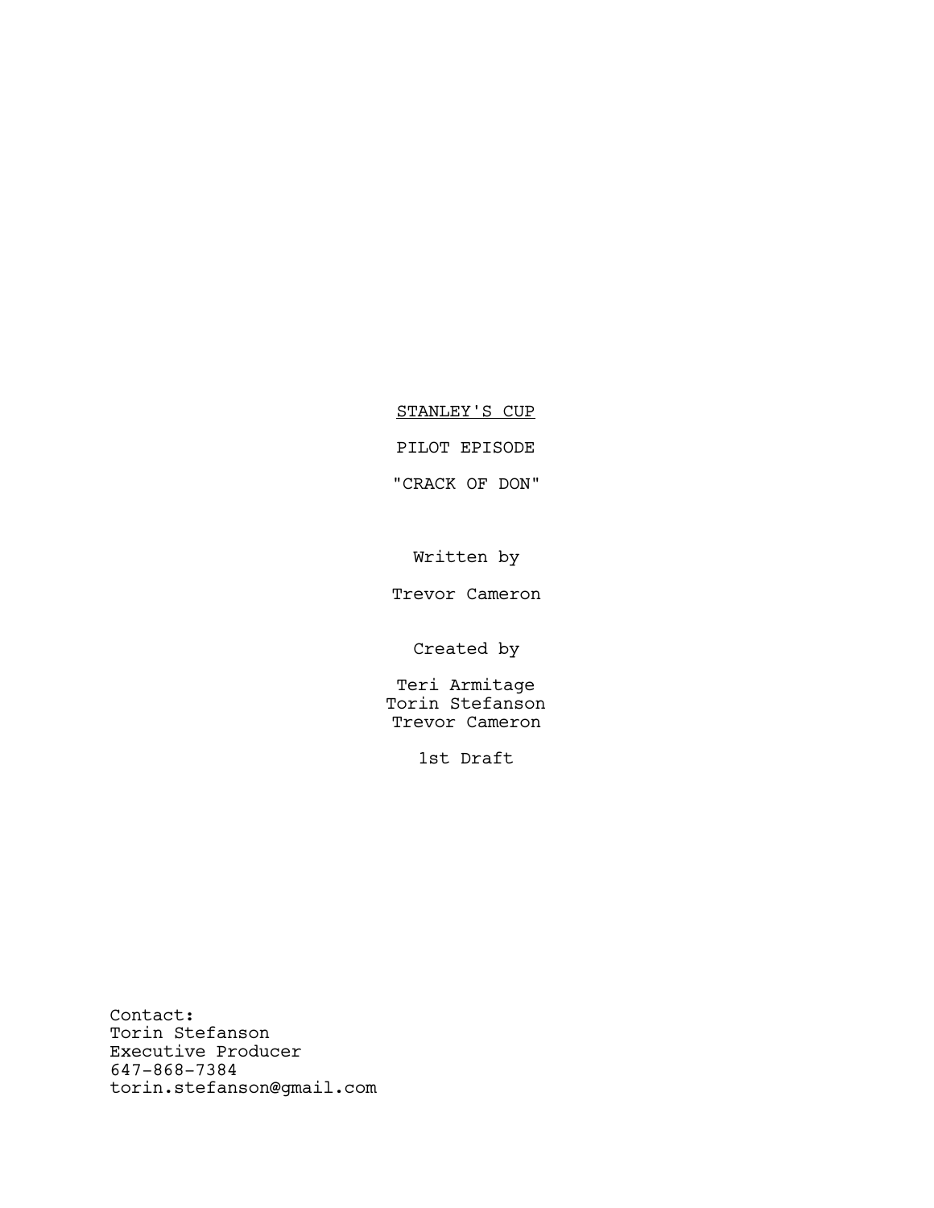<u>STANLEY'S CUP</u>

PILOT EPISODE

"CRACK OF DON"

Written by

Trevor Cameron

Created by

Teri Armitage
Torin Stefanson
Trevor Cameron

1st Draft

Contact:
Torin Stefanson
Executive Producer
647-868-7384
torin.stefanson@gmail.com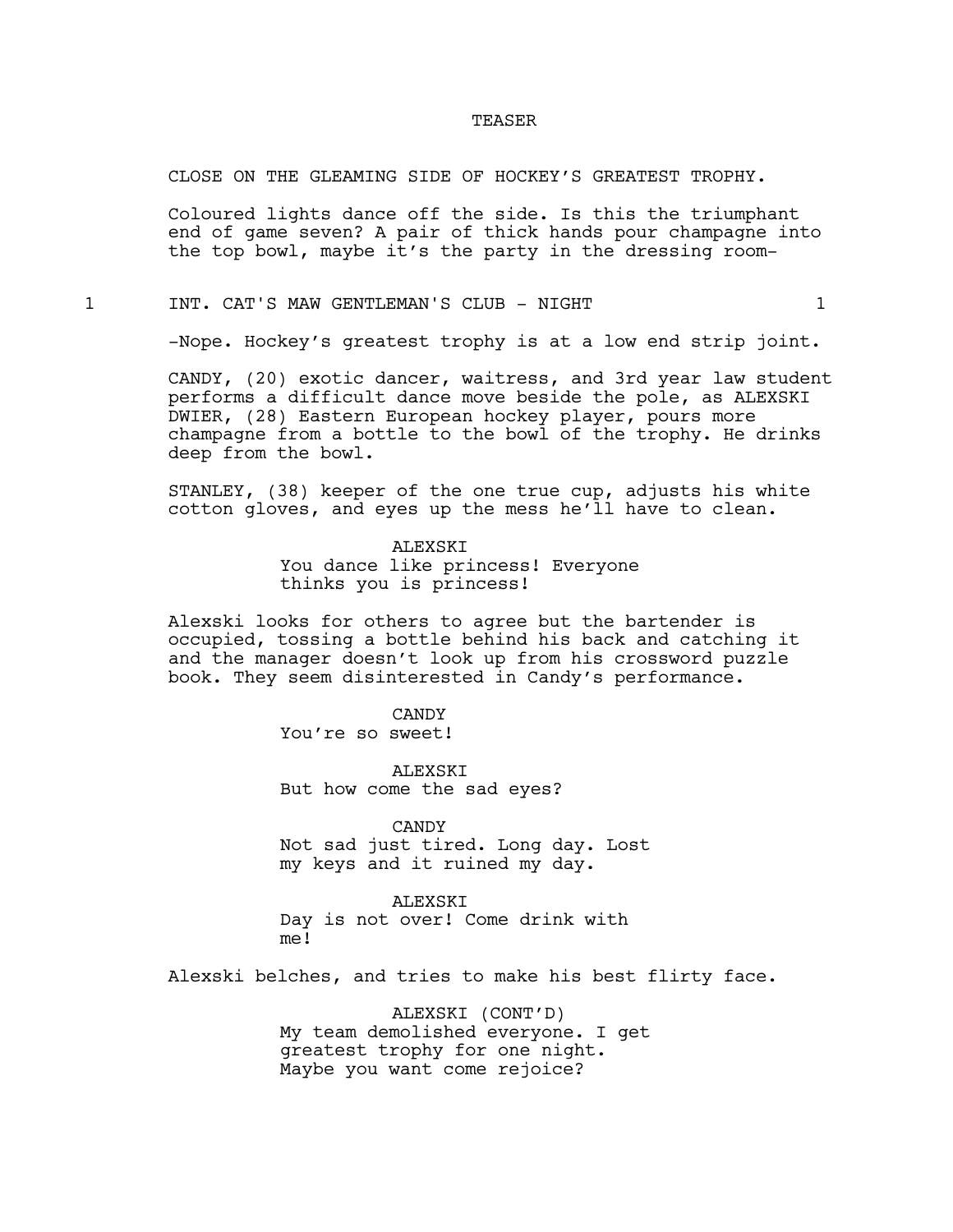# TEASER

CLOSE ON THE GLEAMING SIDE OF HOCKEY'S GREATEST TROPHY.

Coloured lights dance off the side. Is this the triumphant end of game seven? A pair of thick hands pour champagne into the top bowl, maybe it's the party in the dressing room-

## 1 INT. CAT'S MAW GENTLEMAN'S CLUB - NIGHT 1

-Nope. Hockey's greatest trophy is at a low end strip joint.

CANDY, (20) exotic dancer, waitress, and 3rd year law student performs a difficult dance move beside the pole, as ALEXSKI DWIER, (28) Eastern European hockey player, pours more champagne from a bottle to the bowl of the trophy. He drinks deep from the bowl.

STANLEY, (38) keeper of the one true cup, adjusts his white cotton gloves, and eyes up the mess he'll have to clean.

ALEXSKI
You dance like princess! Everyone thinks you is princess!

Alexski looks for others to agree but the bartender is occupied, tossing a bottle behind his back and catching it and the manager doesn't look up from his crossword puzzle book. They seem disinterested in Candy's performance.

CANDY
You're so sweet!

ALEXSKI
But how come the sad eyes?

CANDY
Not sad just tired. Long day. Lost my keys and it ruined my day.

ALEXSKI
Day is not over! Come drink with me!

Alexski belches, and tries to make his best flirty face.

ALEXSKI (CONT'D)
My team demolished everyone. I get greatest trophy for one night. Maybe you want come rejoice?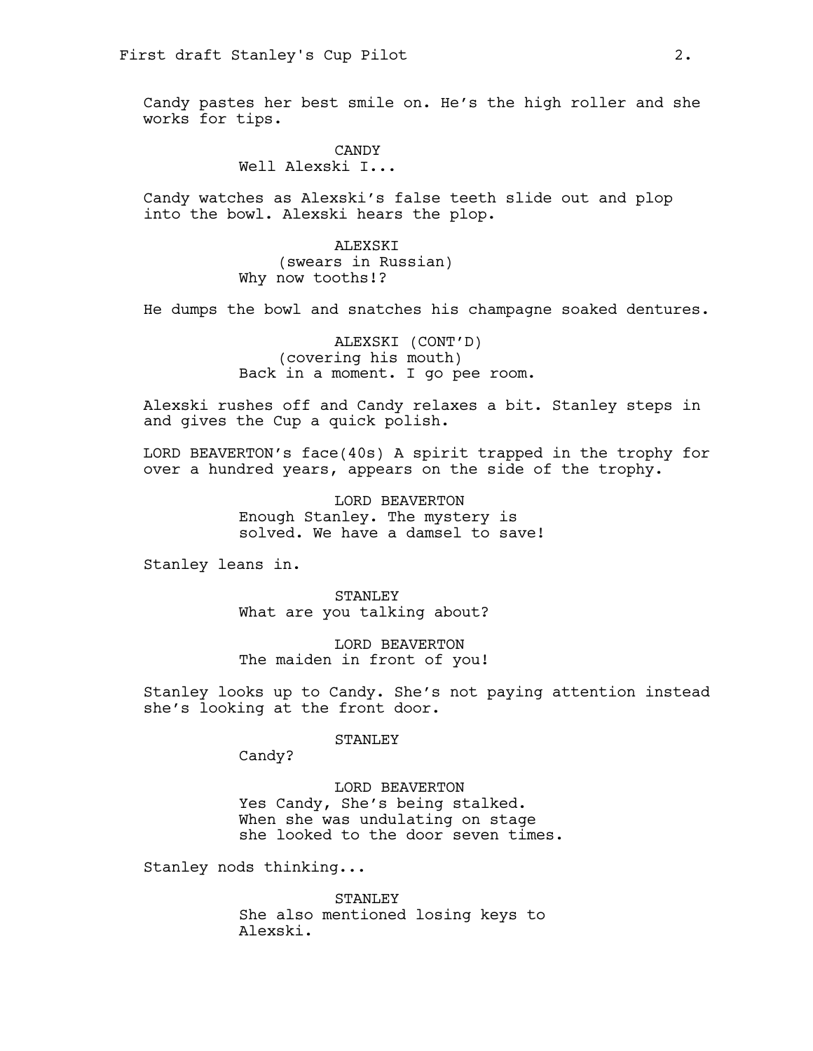Candy pastes her best smile on. He's the high roller and she works for tips.

CANDY
Well Alexski I...

Candy watches as Alexski's false teeth slide out and plop into the bowl. Alexski hears the plop.

ALEXSKI
(swears in Russian)
Why now tooths!?

He dumps the bowl and snatches his champagne soaked dentures.

ALEXSKI (CONT'D)
(covering his mouth)
Back in a moment. I go pee room.

Alexski rushes off and Candy relaxes a bit. Stanley steps in and gives the Cup a quick polish.

LORD BEAVERTON's face(40s) A spirit trapped in the trophy for over a hundred years, appears on the side of the trophy.

LORD BEAVERTON
Enough Stanley. The mystery is solved. We have a damsel to save!

Stanley leans in.

STANLEY
What are you talking about?

LORD BEAVERTON
The maiden in front of you!

Stanley looks up to Candy. She's not paying attention instead she's looking at the front door.

STANLEY
Candy?

LORD BEAVERTON
Yes Candy, She's being stalked. When she was undulating on stage she looked to the door seven times.

Stanley nods thinking...

STANLEY
She also mentioned losing keys to Alexski.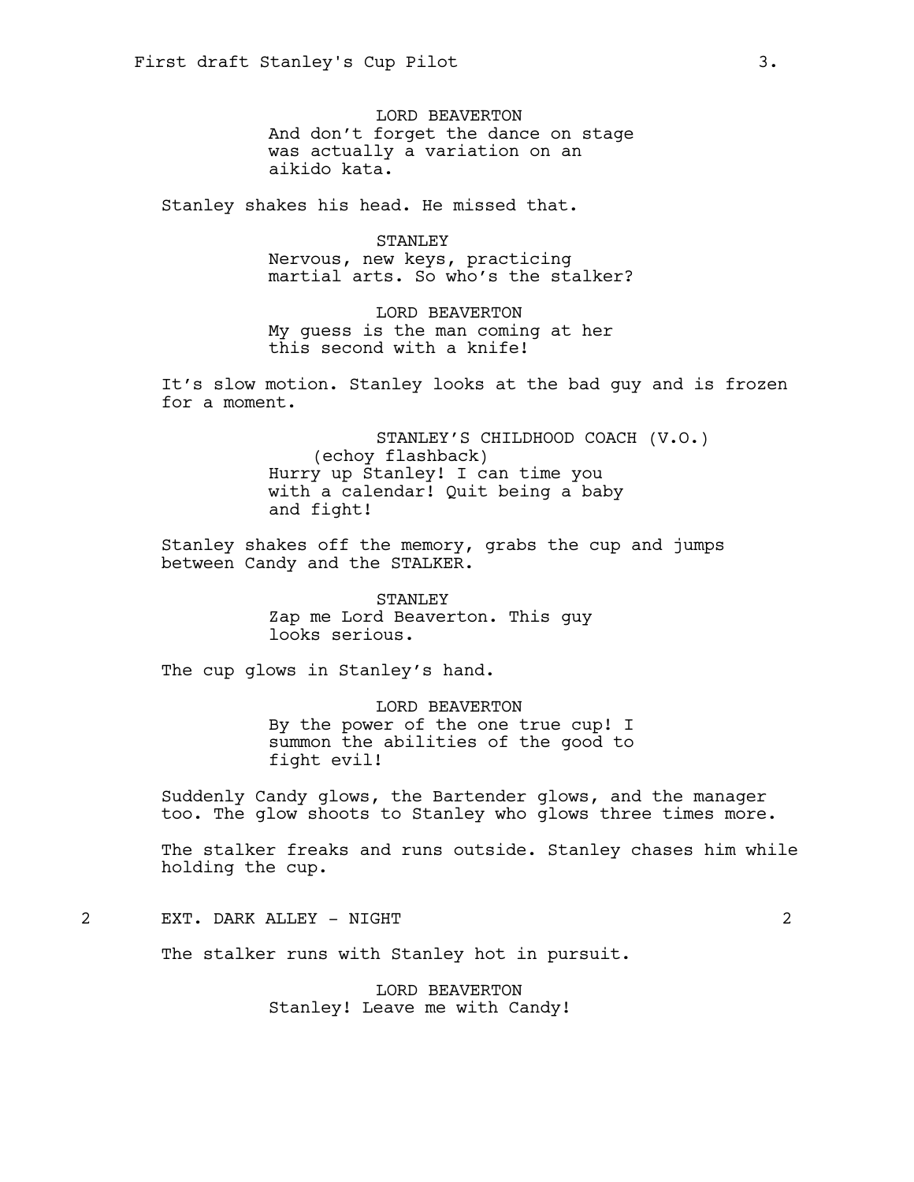LORD BEAVERTON
And don't forget the dance on stage was actually a variation on an aikido kata.

Stanley shakes his head. He missed that.

STANLEY
Nervous, new keys, practicing martial arts. So who's the stalker?

LORD BEAVERTON
My guess is the man coming at her this second with a knife!

It's slow motion. Stanley looks at the bad guy and is frozen for a moment.

STANLEY'S CHILDHOOD COACH (V.O.)
(echoy flashback)
Hurry up Stanley! I can time you with a calendar! Quit being a baby and fight!

Stanley shakes off the memory, grabs the cup and jumps between Candy and the STALKER.

STANLEY
Zap me Lord Beaverton. This guy looks serious.

The cup glows in Stanley's hand.

LORD BEAVERTON
By the power of the one true cup! I summon the abilities of the good to fight evil!

Suddenly Candy glows, the Bartender glows, and the manager too. The glow shoots to Stanley who glows three times more.

The stalker freaks and runs outside. Stanley chases him while holding the cup.

2 EXT. DARK ALLEY - NIGHT 2

The stalker runs with Stanley hot in pursuit.

LORD BEAVERTON
Stanley! Leave me with Candy!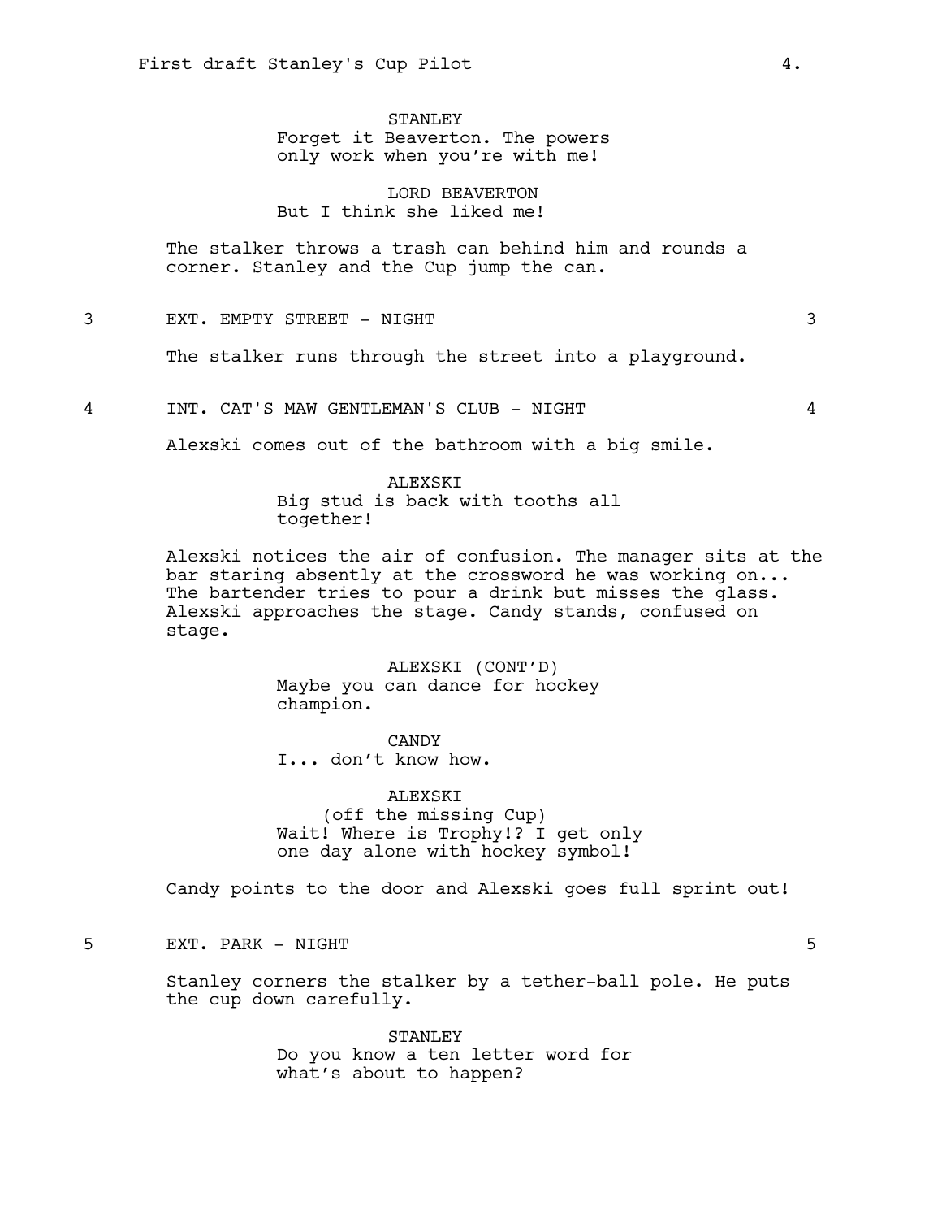STANLEY
Forget it Beaverton. The powers only work when you're with me!

LORD BEAVERTON
But I think she liked me!

The stalker throws a trash can behind him and rounds a corner. Stanley and the Cup jump the can.

3 EXT. EMPTY STREET - NIGHT 3

The stalker runs through the street into a playground.

4 INT. CAT'S MAW GENTLEMAN'S CLUB - NIGHT 4

Alexski comes out of the bathroom with a big smile.

ALEXSKI
Big stud is back with tooths all together!

Alexski notices the air of confusion. The manager sits at the bar staring absently at the crossword he was working on... The bartender tries to pour a drink but misses the glass.. Alexski approaches the stage. Candy stands, confused on stage.

ALEXSKI (CONT'D)
Maybe you can dance for hockey champion.

CANDY
I... don't know how.

ALEXSKI
(off the missing Cup)
Wait! Where is Trophy!? I get only one day alone with hockey symbol!

Candy points to the door and Alexski goes full sprint out!

5 EXT. PARK - NIGHT 5

Stanley corners the stalker by a tether-ball pole. He puts the cup down carefully.

STANLEY
Do you know a ten letter word for what's about to happen?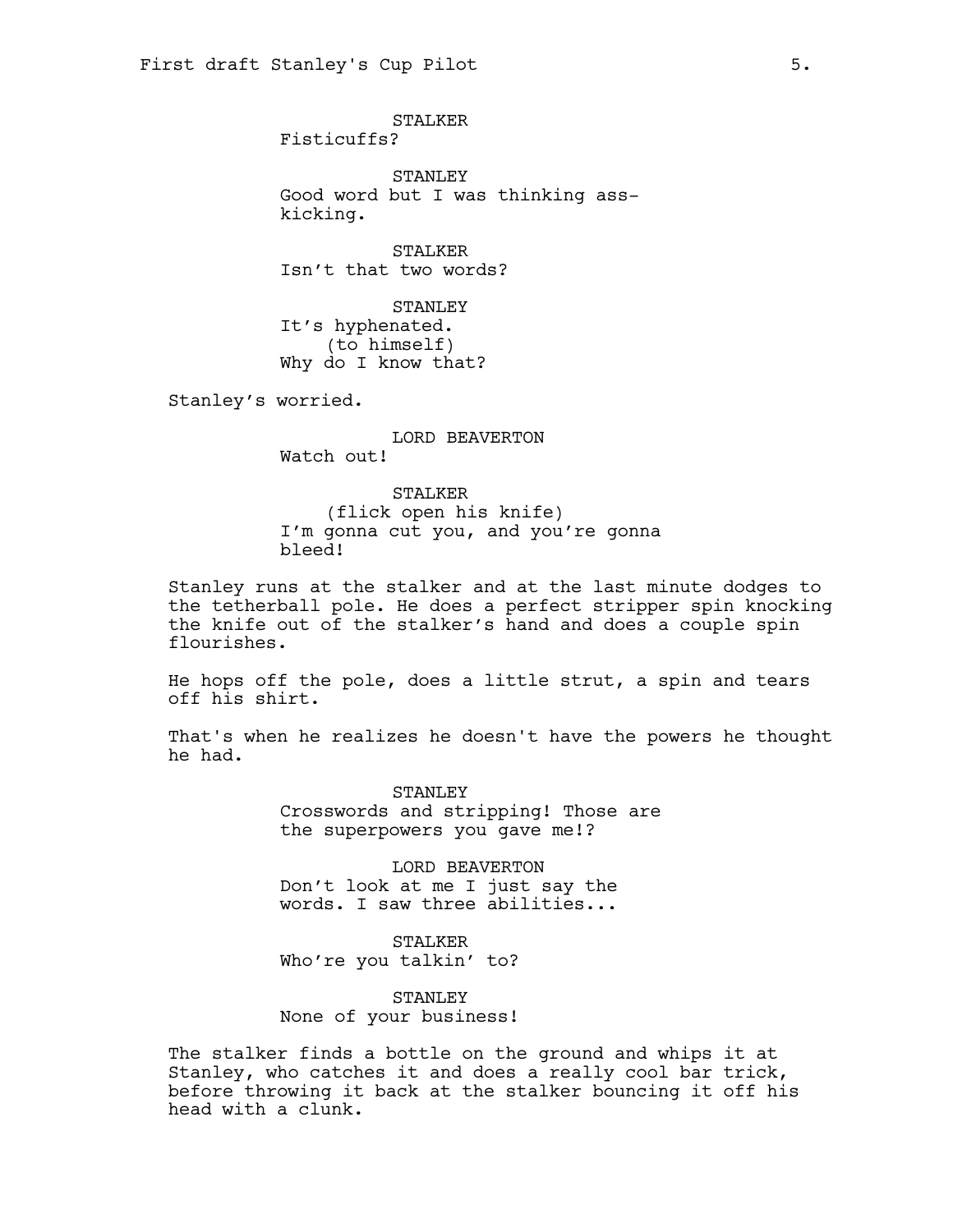STALKER

Fisticuffs?

STANLEY

Good word but I was thinking ass-kicking.

STALKER

Isn't that two words?

STANLEY

It's hyphenated.

(to himself)

Why do I know that?

Stanley's worried.

LORD BEAVERTON

Watch out!

STALKER

(flick open his knife)

I'm gonna cut you, and you're gonna bleed!

Stanley runs at the stalker and at the last minute dodges to the tetherball pole. He does a perfect stripper spin knocking the knife out of the stalker's hand and does a couple spin flourishes.

He hops off the pole, does a little strut, a spin and tears off his shirt.

That's when he realizes he doesn't have the powers he thought he had.

STANLEY

Crosswords and stripping! Those are the superpowers you gave me!?

LORD BEAVERTON

Don't look at me I just say the words. I saw three abilities...

STALKER

Who're you talkin' to?

STANLEY

None of your business!

The stalker finds a bottle on the ground and whips it at Stanley, who catches it and does a really cool bar trick, before throwing it back at the stalker bouncing it off his head with a clunk.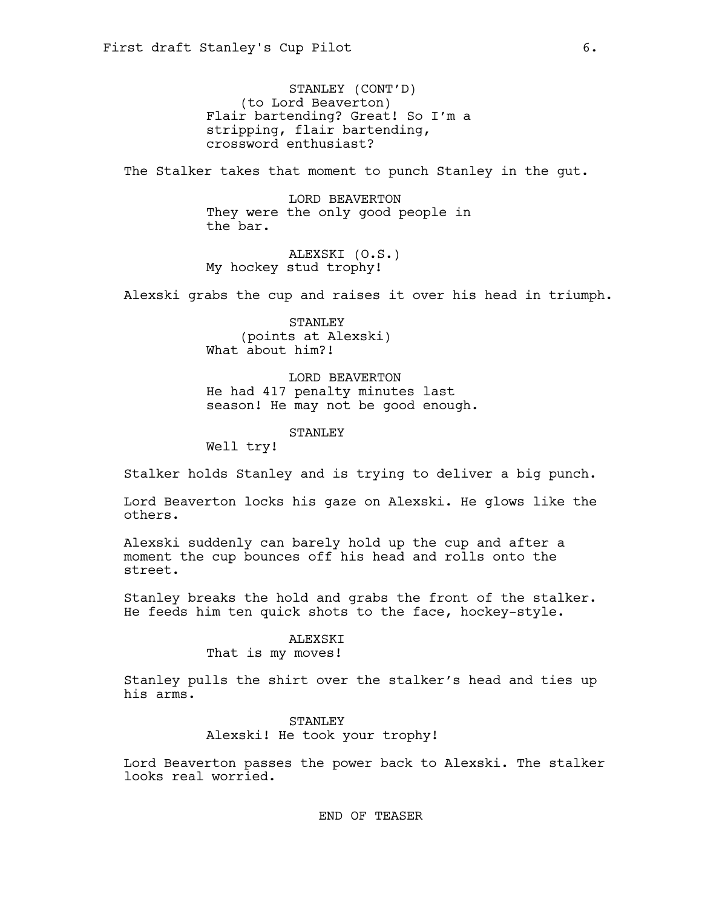STANLEY (CONT'D)
(to Lord Beaverton)
Flair bartending? Great! So I'm a stripping, flair bartending, crossword enthusiast?

The Stalker takes that moment to punch Stanley in the gut.

LORD BEAVERTON
They were the only good people in the bar.

ALEXSKI (O.S.)
My hockey stud trophy!

Alexski grabs the cup and raises it over his head in triumph.

STANLEY
(points at Alexski)
What about him?!

LORD BEAVERTON
He had 417 penalty minutes last season! He may not be good enough.

STANLEY
Well try!

Stalker holds Stanley and is trying to deliver a big punch.

Lord Beaverton locks his gaze on Alexski. He glows like the others.

Alexski suddenly can barely hold up the cup and after a moment the cup bounces off his head and rolls onto the street.

Stanley breaks the hold and grabs the front of the stalker. He feeds him ten quick shots to the face, hockey-style.

ALEXSKI
That is my moves!

Stanley pulls the shirt over the stalker's head and ties up his arms.

STANLEY
Alexski! He took your trophy!

Lord Beaverton passes the power back to Alexski. The stalker looks real worried.

END OF TEASER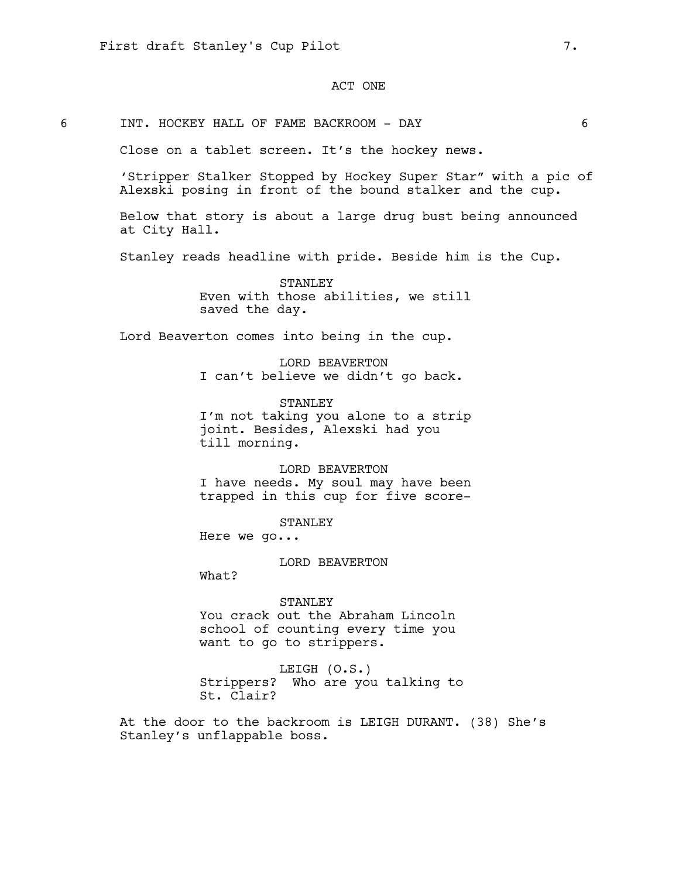ACT ONE

6 INT. HOCKEY HALL OF FAME BACKROOM - DAY 6

Close on a tablet screen. It's the hockey news.

'Stripper Stalker Stopped by Hockey Super Star" with a pic of Alexski posing in front of the bound stalker and the cup.

Below that story is about a large drug bust being announced at City Hall.

Stanley reads headline with pride. Beside him is the Cup.

STANLEY
Even with those abilities, we still saved the day.

Lord Beaverton comes into being in the cup.

LORD BEAVERTON
I can't believe we didn't go back.

STANLEY
I'm not taking you alone to a strip joint. Besides, Alexski had you till morning.

LORD BEAVERTON
I have needs. My soul may have been trapped in this cup for five score-

STANLEY
Here we go...

LORD BEAVERTON
What?

STANLEY
You crack out the Abraham Lincoln school of counting every time you want to go to strippers.

LEIGH (O.S.)
Strippers? Who are you talking to St. Clair?

At the door to the backroom is LEIGH DURANT. (38) She's Stanley's unflappable boss.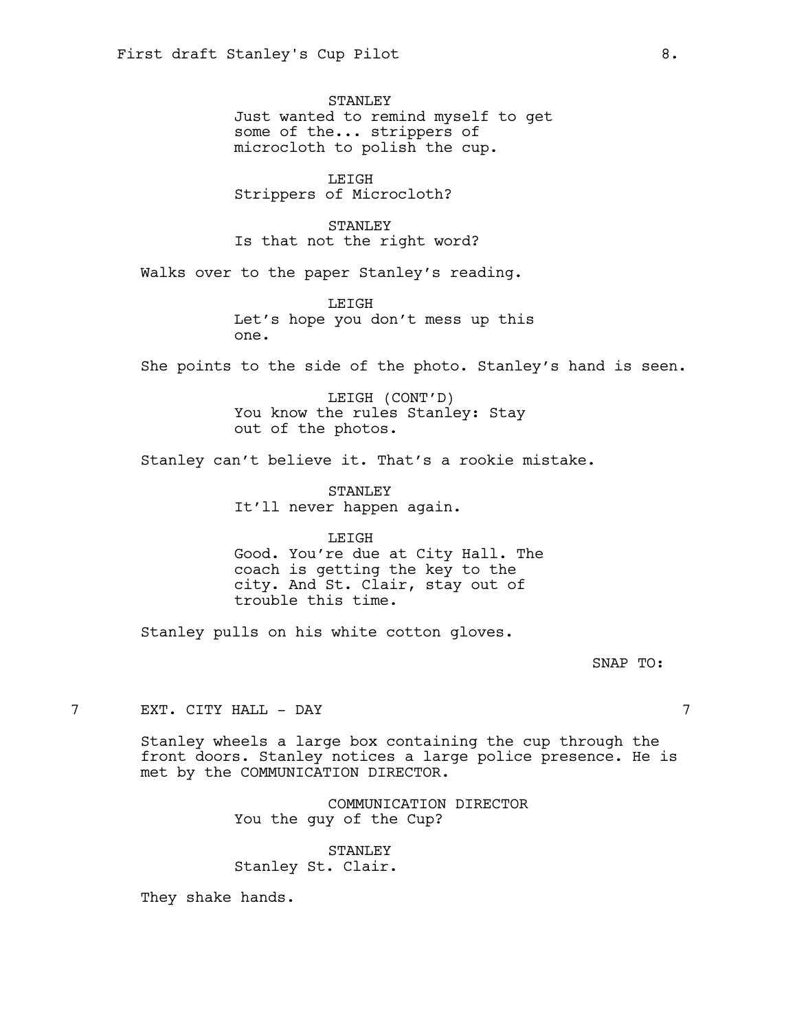STANLEY
Just wanted to remind myself to get some of the... strippers of microcloth to polish the cup.

LEIGH
Strippers of Microcloth?

STANLEY
Is that not the right word?

Walks over to the paper Stanley's reading.

LEIGH
Let's hope you don't mess up this one.

She points to the side of the photo. Stanley's hand is seen.

LEIGH (CONT'D)
You know the rules Stanley: Stay out of the photos.

Stanley can't believe it. That's a rookie mistake.

STANLEY
It'll never happen again.

LEIGH
Good. You're due at City Hall. The coach is getting the key to the city. And St. Clair, stay out of trouble this time.

Stanley pulls on his white cotton gloves.

SNAP TO:

7 EXT. CITY HALL - DAY 7

Stanley wheels a large box containing the cup through the front doors. Stanley notices a large police presence. He is met by the COMMUNICATION DIRECTOR.

COMMUNICATION DIRECTOR
You the guy of the Cup?

STANLEY
Stanley St. Clair.

They shake hands.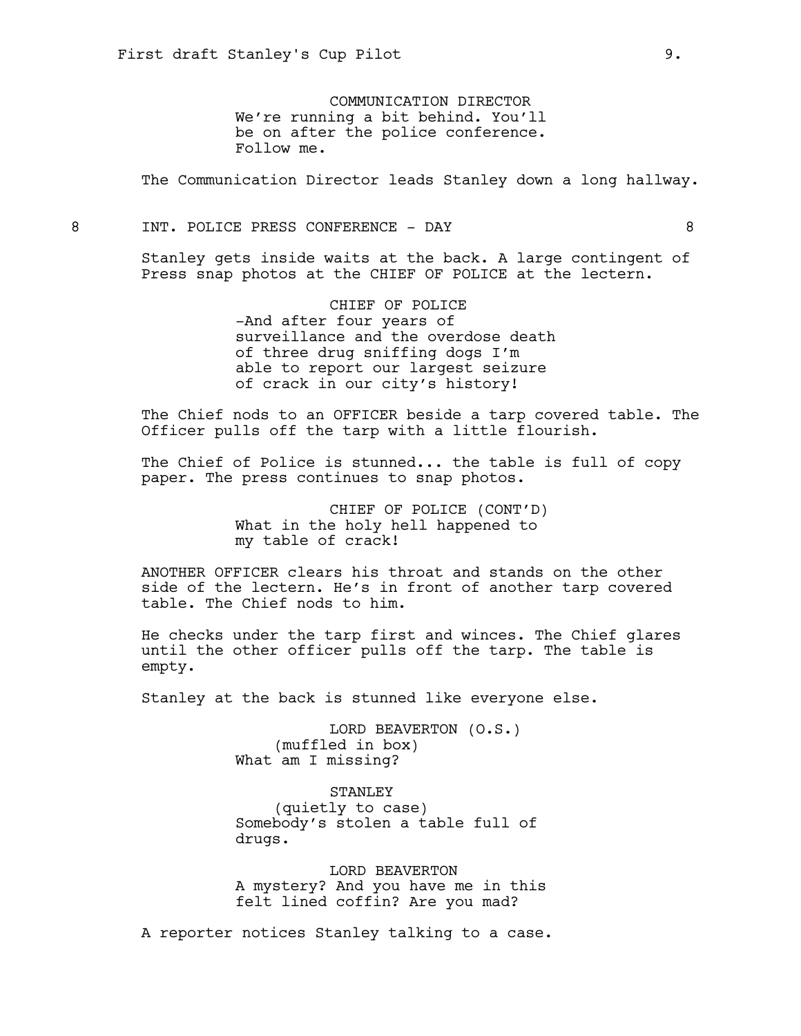COMMUNICATION DIRECTOR
We're running a bit behind. You'll be on after the police conference. Follow me.

The Communication Director leads Stanley down a long hallway.

8 INT. POLICE PRESS CONFERENCE - DAY 8

Stanley gets inside waits at the back. A large contingent of Press snap photos at the CHIEF OF POLICE at the lectern.

CHIEF OF POLICE
-And after four years of surveillance and the overdose death of three drug sniffing dogs I'm able to report our largest seizure of crack in our city's history!

The Chief nods to an OFFICER beside a tarp covered table. The Officer pulls off the tarp with a little flourish.

The Chief of Police is stunned... the table is full of copy paper. The press continues to snap photos.

CHIEF OF POLICE (CONT'D)
What in the holy hell happened to my table of crack!

ANOTHER OFFICER clears his throat and stands on the other side of the lectern. He's in front of another tarp covered table. The Chief nods to him.

He checks under the tarp first and winces. The Chief glares until the other officer pulls off the tarp. The table is empty.

Stanley at the back is stunned like everyone else.

LORD BEAVERTON (O.S.)
(muffled in box)
What am I missing?

STANLEY
(quietly to case)
Somebody's stolen a table full of drugs.

LORD BEAVERTON
A mystery? And you have me in this felt lined coffin? Are you mad?

A reporter notices Stanley talking to a case.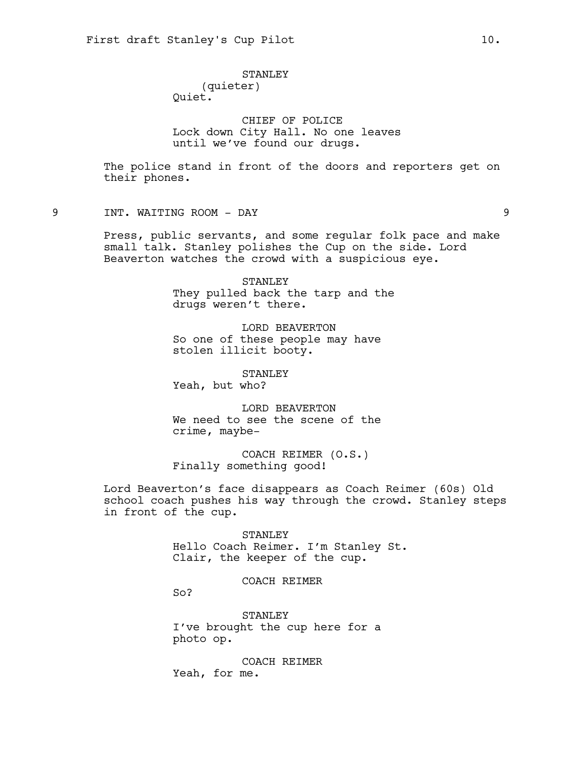STANLEY
(quieter)
Quiet.

CHIEF OF POLICE
Lock down City Hall. No one leaves until we've found our drugs.

The police stand in front of the doors and reporters get on their phones.

9 INT. WAITING ROOM - DAY 9

Press, public servants, and some regular folk pace and make small talk. Stanley polishes the Cup on the side. Lord Beaverton watches the crowd with a suspicious eye.

STANLEY
They pulled back the tarp and the drugs weren't there.

LORD BEAVERTON
So one of these people may have stolen illicit booty.

STANLEY
Yeah, but who?

LORD BEAVERTON
We need to see the scene of the crime, maybe-

COACH REIMER (O.S.)
Finally something good!

Lord Beaverton's face disappears as Coach Reimer (60s) Old school coach pushes his way through the crowd. Stanley steps in front of the cup.

STANLEY
Hello Coach Reimer. I'm Stanley St. Clair, the keeper of the cup.

COACH REIMER
So?

STANLEY
I've brought the cup here for a photo op.

COACH REIMER
Yeah, for me.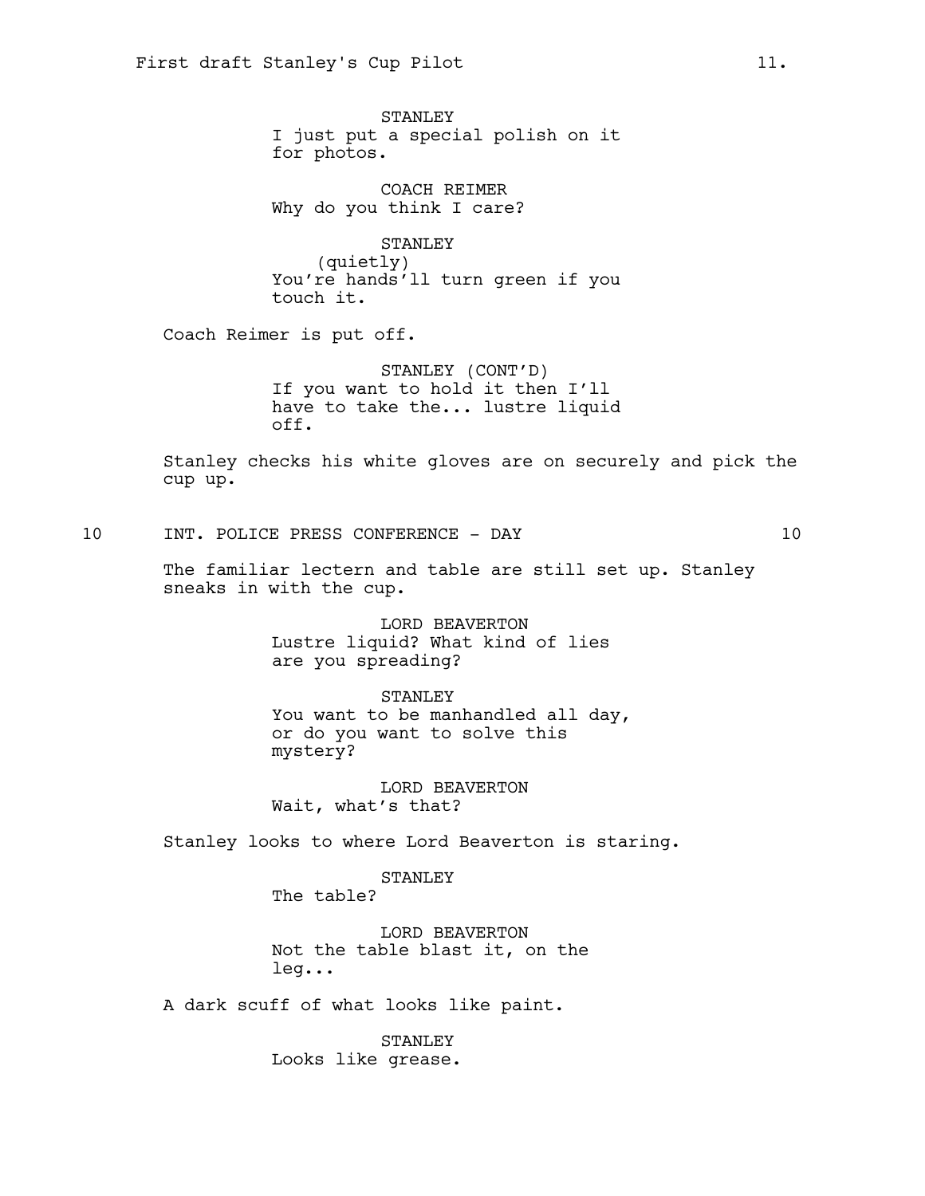STANLEY
I just put a special polish on it for photos.

COACH REIMER
Why do you think I care?

STANLEY
(quietly)
You're hands'll turn green if you touch it.

Coach Reimer is put off.

STANLEY (CONT'D)
If you want to hold it then I'll have to take the... lustre liquid off.

Stanley checks his white gloves are on securely and pick the cup up.

10 INT. POLICE PRESS CONFERENCE - DAY 10

The familiar lectern and table are still set up. Stanley sneaks in with the cup.

LORD BEAVERTON
Lustre liquid? What kind of lies are you spreading?

STANLEY
You want to be manhandled all day, or do you want to solve this mystery?

LORD BEAVERTON
Wait, what's that?

Stanley looks to where Lord Beaverton is staring.

STANLEY
The table?

LORD BEAVERTON
Not the table blast it, on the leg...

A dark scuff of what looks like paint.

STANLEY
Looks like grease.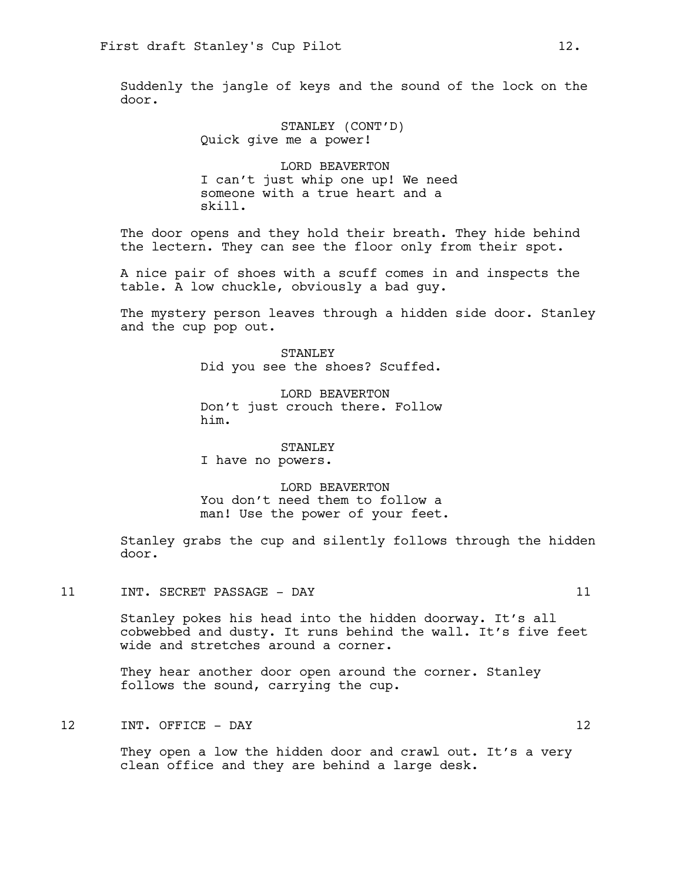Suddenly the jangle of keys and the sound of the lock on the door.

STANLEY (CONT'D)
Quick give me a power!

LORD BEAVERTON
I can't just whip one up! We need someone with a true heart and a skill.

The door opens and they hold their breath. They hide behind the lectern. They can see the floor only from their spot.

A nice pair of shoes with a scuff comes in and inspects the table. A low chuckle, obviously a bad guy.

The mystery person leaves through a hidden side door. Stanley and the cup pop out.

STANLEY
Did you see the shoes? Scuffed.

LORD BEAVERTON
Don't just crouch there. Follow him.

STANLEY
I have no powers.

LORD BEAVERTON
You don't need them to follow a man! Use the power of your feet.

Stanley grabs the cup and silently follows through the hidden door.

## 11 INT. SECRET PASSAGE - DAY 11

Stanley pokes his head into the hidden doorway. It's all cobwebbed and dusty. It runs behind the wall. It's five feet wide and stretches around a corner.

They hear another door open around the corner. Stanley follows the sound, carrying the cup.

## 12 INT. OFFICE - DAY 12

They open a low the hidden door and crawl out. It's a very clean office and they are behind a large desk.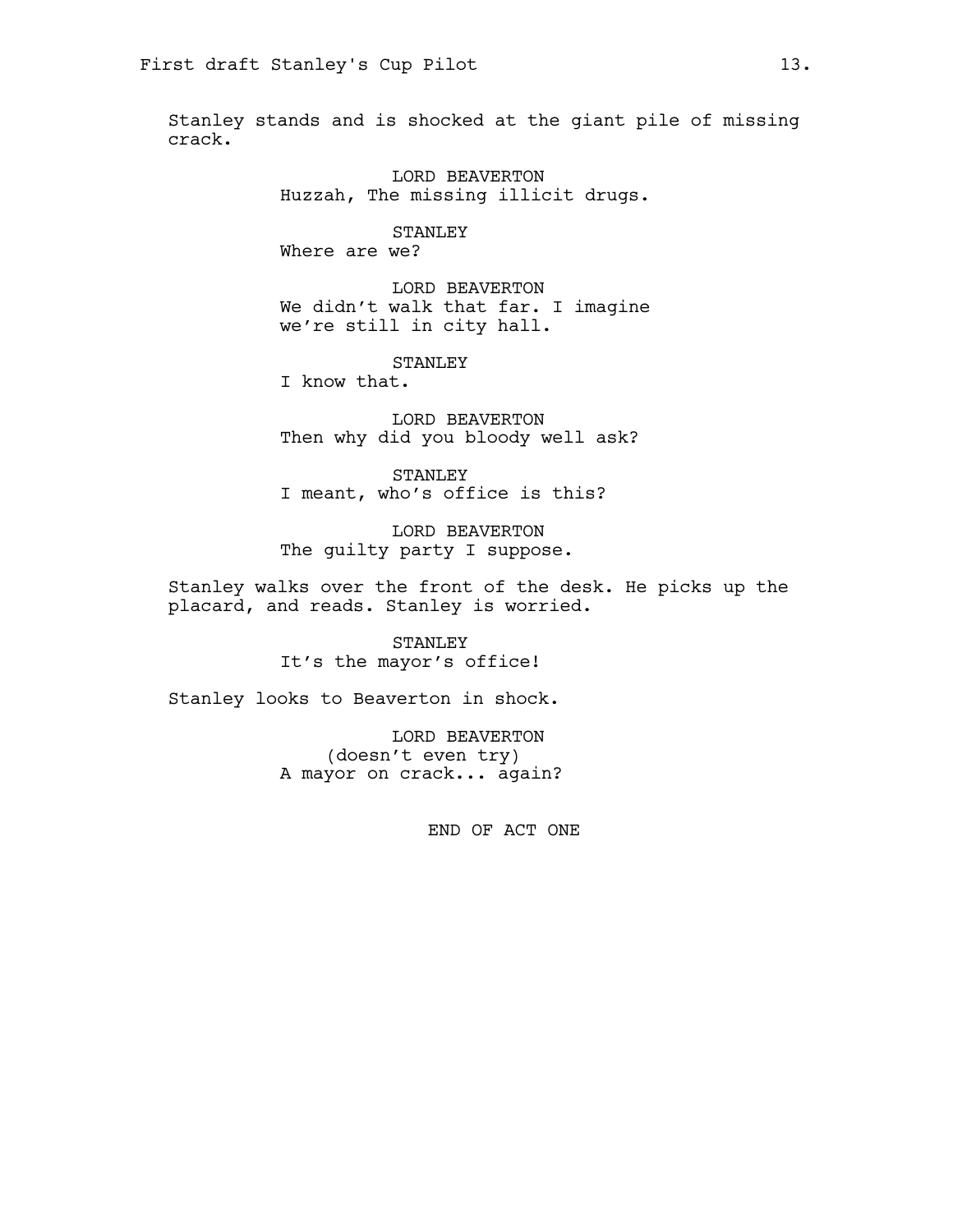Stanley stands and is shocked at the giant pile of missing crack.

LORD BEAVERTON
Huzzah, The missing illicit drugs.

STANLEY
Where are we?

LORD BEAVERTON
We didn't walk that far. I imagine we're still in city hall.

STANLEY
I know that.

LORD BEAVERTON
Then why did you bloody well ask?

STANLEY
I meant, who's office is this?

LORD BEAVERTON
The guilty party I suppose.

Stanley walks over the front of the desk. He picks up the placard, and reads. Stanley is worried.

STANLEY
It's the mayor's office!

Stanley looks to Beaverton in shock.

LORD BEAVERTON
(doesn't even try)
A mayor on crack... again?

END OF ACT ONE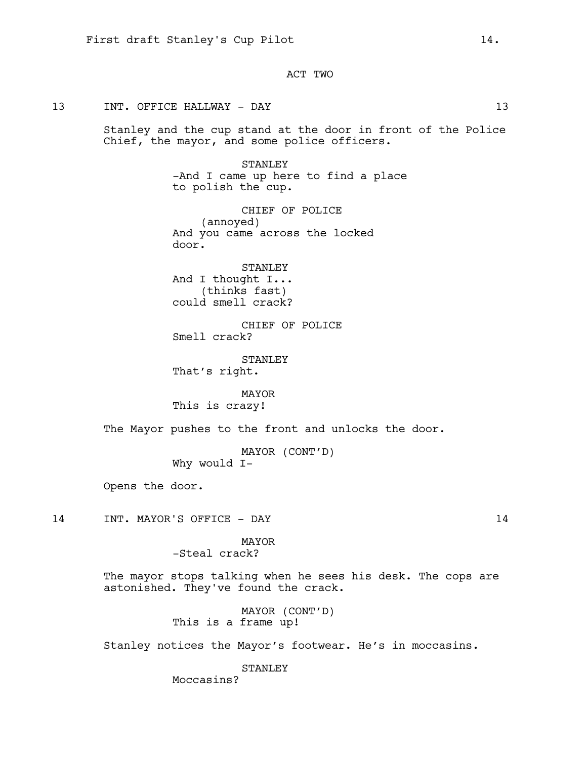ACT TWO

13 INT. OFFICE HALLWAY - DAY 13

Stanley and the cup stand at the door in front of the Police Chief, the mayor, and some police officers.

STANLEY
-And I came up here to find a place to polish the cup.

CHIEF OF POLICE
(annoyed)
And you came across the locked door.

STANLEY
And I thought I...
(thinks fast)
could smell crack?

CHIEF OF POLICE
Smell crack?

STANLEY
That’s right.

MAYOR
This is crazy!

The Mayor pushes to the front and unlocks the door.

MAYOR (CONT’D)
Why would I-

Opens the door.

14 INT. MAYOR'S OFFICE - DAY 14

MAYOR
-Steal crack?

The mayor stops talking when he sees his desk. The cops are astonished. They've found the crack.

MAYOR (CONT’D)
This is a frame up!

Stanley notices the Mayor’s footwear. He’s in moccasins.

STANLEY
Moccasins?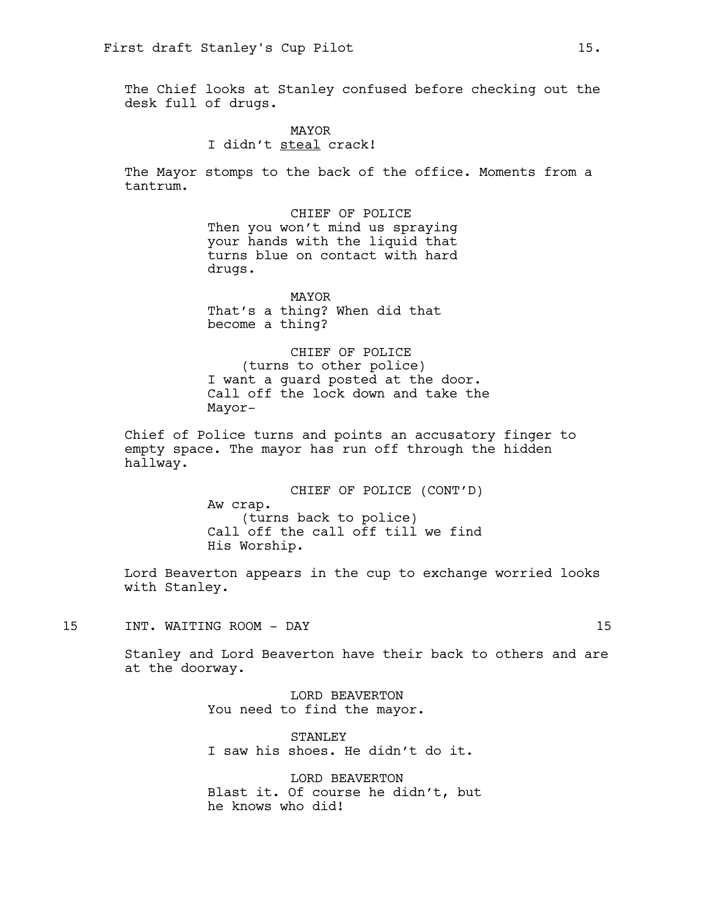The Chief looks at Stanley confused before checking out the desk full of drugs.

MAYOR
I didn't <u>steal</u> crack!

The Mayor stomps to the back of the office. Moments from a tantrum.

CHIEF OF POLICE
Then you won't mind us spraying your hands with the liquid that turns blue on contact with hard drugs.

MAYOR
That's a thing? When did that become a thing?

CHIEF OF POLICE
(turns to other police)
I want a guard posted at the door. Call off the lock down and take the Mayor-

Chief of Police turns and points an accusatory finger to empty space. The mayor has run off through the hidden hallway.

CHIEF OF POLICE (CONT'D)
Aw crap.
(turns back to police)
Call off the call off till we find His Worship.

Lord Beaverton appears in the cup to exchange worried looks with Stanley.

15 INT. WAITING ROOM - DAY 15

Stanley and Lord Beaverton have their back to others and are at the doorway.

LORD BEAVERTON
You need to find the mayor.

STANLEY
I saw his shoes. He didn't do it.

LORD BEAVERTON
Blast it. Of course he didn't, but he knows who did!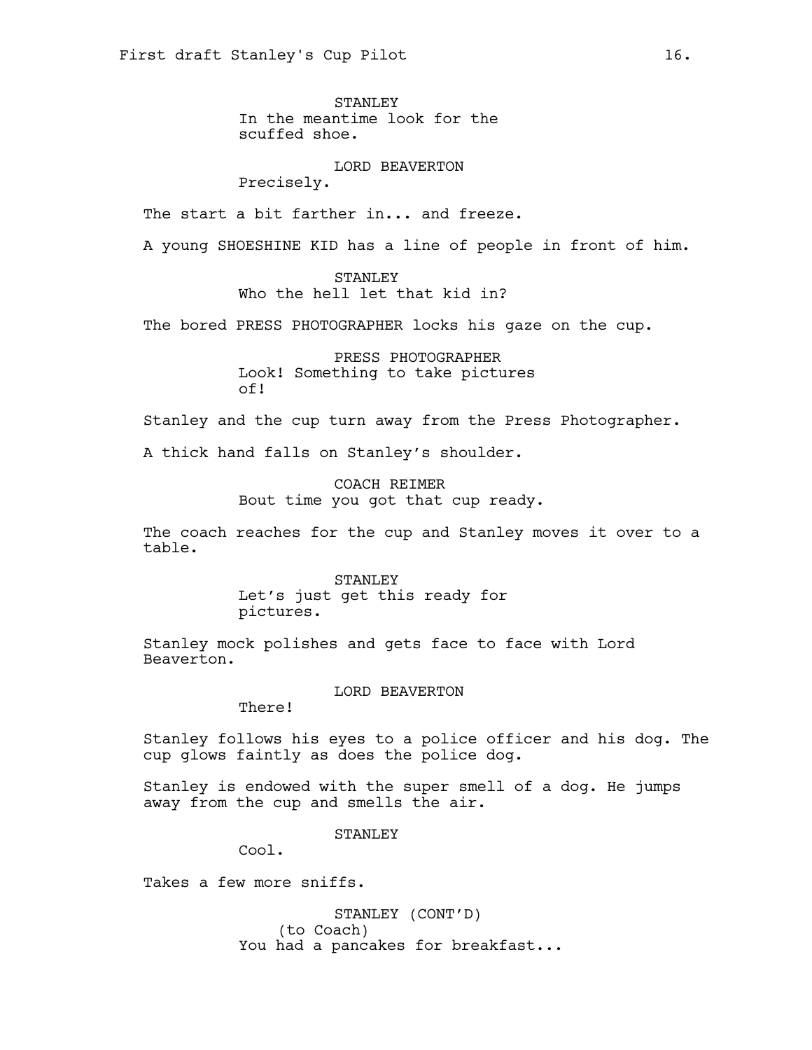STANLEY
In the meantime look for the scuffed shoe.

LORD BEAVERTON
Precisely.

The start a bit farther in... and freeze.

A young SHOESHINE KID has a line of people in front of him.

STANLEY
Who the hell let that kid in?

The bored PRESS PHOTOGRAPHER locks his gaze on the cup.

PRESS PHOTOGRAPHER
Look! Something to take pictures of!

Stanley and the cup turn away from the Press Photographer.

A thick hand falls on Stanley's shoulder.

COACH REIMER
Bout time you got that cup ready.

The coach reaches for the cup and Stanley moves it over to a table.

STANLEY
Let's just get this ready for pictures.

Stanley mock polishes and gets face to face with Lord Beaverton.

LORD BEAVERTON
There!

Stanley follows his eyes to a police officer and his dog. The cup glows faintly as does the police dog.

Stanley is endowed with the super smell of a dog. He jumps away from the cup and smells the air.

STANLEY
Cool.

Takes a few more sniffs.

STANLEY (CONT'D)
(to Coach)
You had a pancakes for breakfast...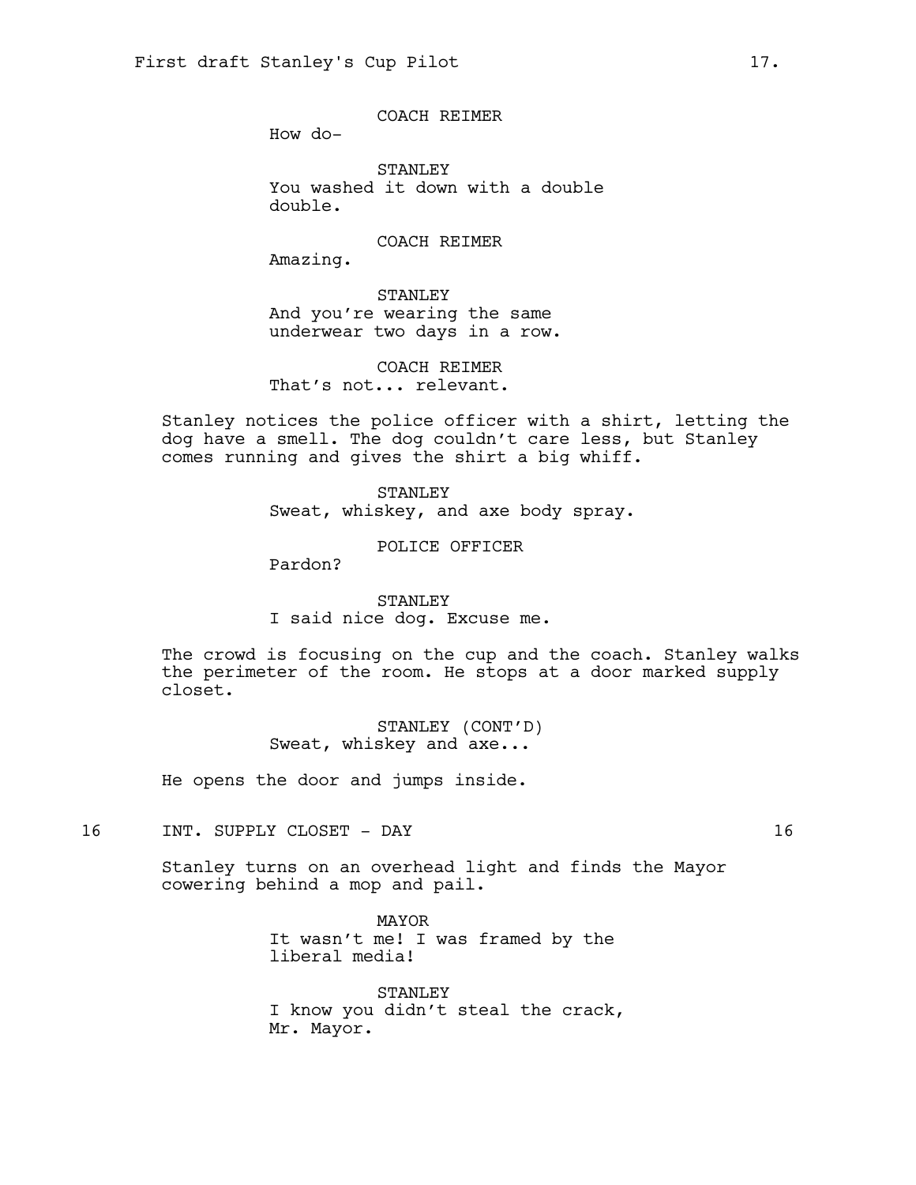COACH REIMER
How do-

STANLEY
You washed it down with a double double.

COACH REIMER
Amazing.

STANLEY
And you're wearing the same underwear two days in a row.

COACH REIMER
That's not... relevant.

Stanley notices the police officer with a shirt, letting the dog have a smell. The dog couldn't care less, but Stanley comes running and gives the shirt a big whiff.

STANLEY
Sweat, whiskey, and axe body spray.

POLICE OFFICER
Pardon?

STANLEY
I said nice dog. Excuse me.

The crowd is focusing on the cup and the coach. Stanley walks the perimeter of the room. He stops at a door marked supply closet.

STANLEY (CONT'D)
Sweat, whiskey and axe...

He opens the door and jumps inside.

16 INT. SUPPLY CLOSET - DAY 16

Stanley turns on an overhead light and finds the Mayor cowering behind a mop and pail.

MAYOR
It wasn't me! I was framed by the liberal media!

STANLEY
I know you didn't steal the crack, Mr. Mayor.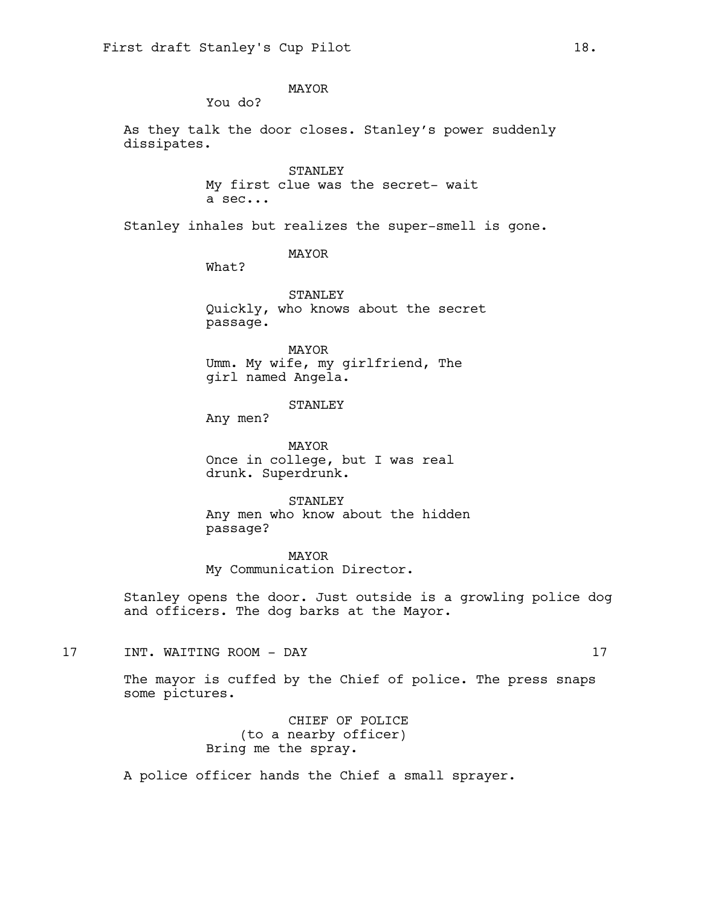MAYOR

You do?

As they talk the door closes. Stanley's power suddenly dissipates.

STANLEY

My first clue was the secret- wait a sec...

Stanley inhales but realizes the super-smell is gone.

MAYOR

What?

STANLEY

Quickly, who knows about the secret passage.

MAYOR

Umm. My wife, my girlfriend, The girl named Angela.

STANLEY

Any men?

MAYOR

Once in college, but I was real drunk. Superdrunk.

STANLEY

Any men who know about the hidden passage?

MAYOR

My Communication Director.

Stanley opens the door. Just outside is a growling police dog and officers. The dog barks at the Mayor.

## 17 INT. WAITING ROOM - DAY 17

The mayor is cuffed by the Chief of police. The press snaps some pictures.

CHIEF OF POLICE

(to a nearby officer)

Bring me the spray.

A police officer hands the Chief a small sprayer.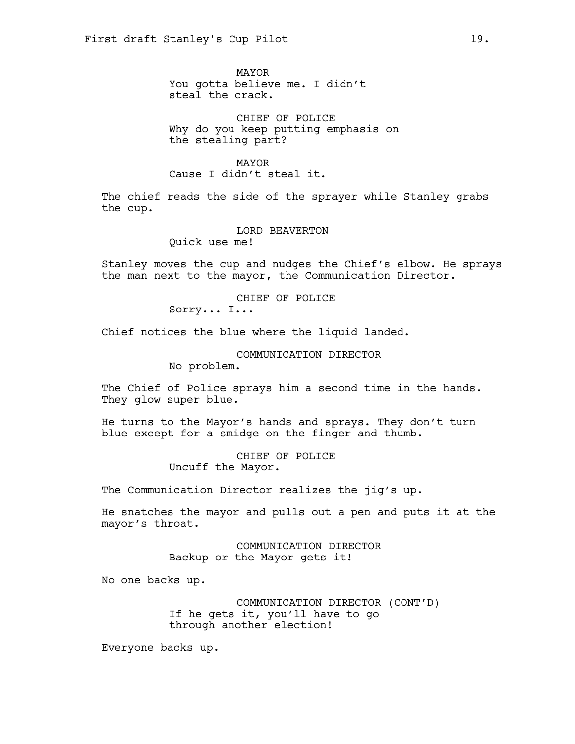MAYOR
You gotta believe me. I didn't <u>steal</u> the crack.

CHIEF OF POLICE
Why do you keep putting emphasis on the stealing part?

MAYOR
Cause I didn't <u>steal</u> it.

The chief reads the side of the sprayer while Stanley grabs the cup.

LORD BEAVERTON
Quick use me!

Stanley moves the cup and nudges the Chief's elbow. He sprays the man next to the mayor, the Communication Director.

CHIEF OF POLICE
Sorry... I...

Chief notices the blue where the liquid landed.

COMMUNICATION DIRECTOR
No problem.

The Chief of Police sprays him a second time in the hands. They glow super blue.

He turns to the Mayor's hands and sprays. They don't turn blue except for a smidge on the finger and thumb.

CHIEF OF POLICE
Uncuff the Mayor.

The Communication Director realizes the jig's up.

He snatches the mayor and pulls out a pen and puts it at the mayor's throat.

COMMUNICATION DIRECTOR
Backup or the Mayor gets it!

No one backs up.

COMMUNICATION DIRECTOR (CONT'D)
If he gets it, you'll have to go through another election!

Everyone backs up.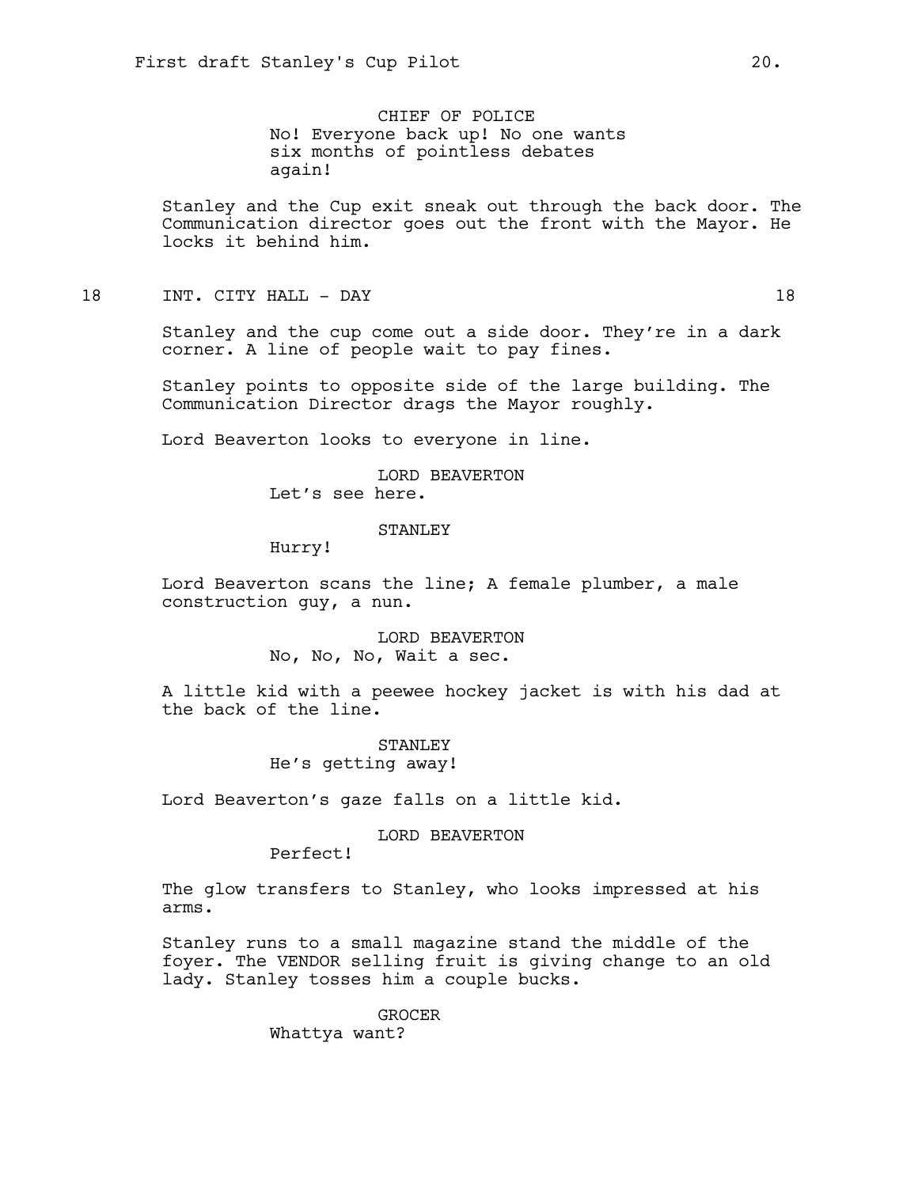CHIEF OF POLICE
No! Everyone back up! No one wants six months of pointless debates again!

Stanley and the Cup exit sneak out through the back door. The Communication director goes out the front with the Mayor. He locks it behind him.

18 INT. CITY HALL - DAY 18

Stanley and the cup come out a side door. They're in a dark corner. A line of people wait to pay fines.

Stanley points to opposite side of the large building. The Communication Director drags the Mayor roughly.

Lord Beaverton looks to everyone in line.

LORD BEAVERTON
Let's see here.

STANLEY
Hurry!

Lord Beaverton scans the line; A female plumber, a male construction guy, a nun.

LORD BEAVERTON
No, No, No, Wait a sec.

A little kid with a peewee hockey jacket is with his dad at the back of the line.

STANLEY
He's getting away!

Lord Beaverton's gaze falls on a little kid.

LORD BEAVERTON
Perfect!

The glow transfers to Stanley, who looks impressed at his arms.

Stanley runs to a small magazine stand the middle of the foyer. The VENDOR selling fruit is giving change to an old lady. Stanley tosses him a couple bucks.

GROCER
Whattya want?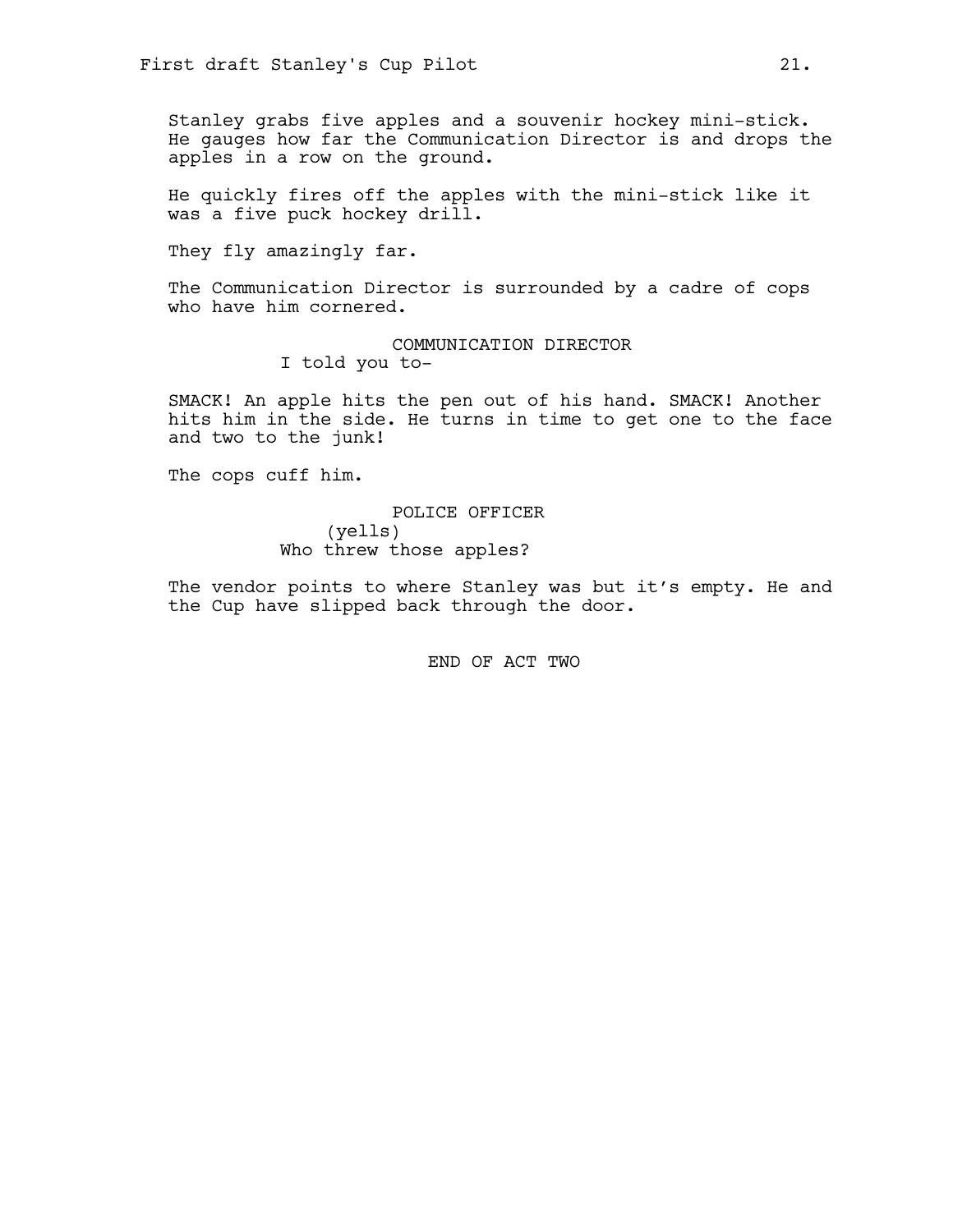Stanley grabs five apples and a souvenir hockey mini-stick. He gauges how far the Communication Director is and drops the apples in a row on the ground.

He quickly fires off the apples with the mini-stick like it was a five puck hockey drill.

They fly amazingly far.

The Communication Director is surrounded by a cadre of cops who have him cornered.

COMMUNICATION DIRECTOR
I told you to-

SMACK! An apple hits the pen out of his hand. SMACK! Another hits him in the side. He turns in time to get one to the face and two to the junk!

The cops cuff him.

POLICE OFFICER
(yells)
Who threw those apples?

The vendor points to where Stanley was but it's empty. He and the Cup have slipped back through the door.

END OF ACT TWO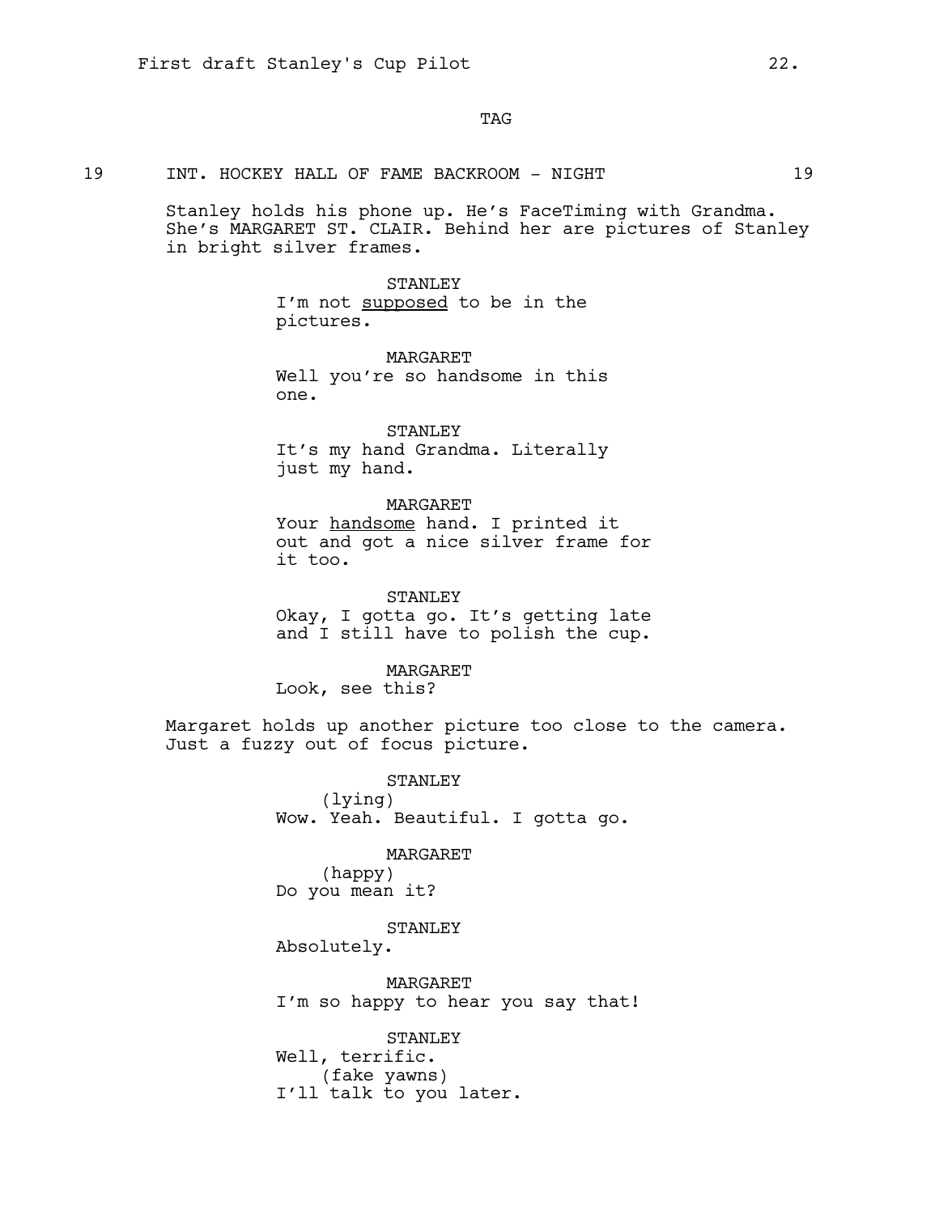TAG

19 INT. HOCKEY HALL OF FAME BACKROOM - NIGHT 19

Stanley holds his phone up. He's FaceTiming with Grandma. She's MARGARET ST. CLAIR. Behind her are pictures of Stanley in bright silver frames.

STANLEY
I'm not <u>supposed</u> to be in the pictures.

MARGARET
Well you're so handsome in this one.

STANLEY
It's my hand Grandma. Literally just my hand.

MARGARET
Your <u>handsome</u> hand. I printed it out and got a nice silver frame for it too.

STANLEY
Okay, I gotta go. It's getting late and I still have to polish the cup.

MARGARET
Look, see this?

Margaret holds up another picture too close to the camera. Just a fuzzy out of focus picture.

STANLEY
(lying)
Wow. Yeah. Beautiful. I gotta go.

MARGARET
(happy)
Do you mean it?

STANLEY
Absolutely.

MARGARET
I'm so happy to hear you say that!

STANLEY
Well, terrific.
(fake yawns)
I'll talk to you later.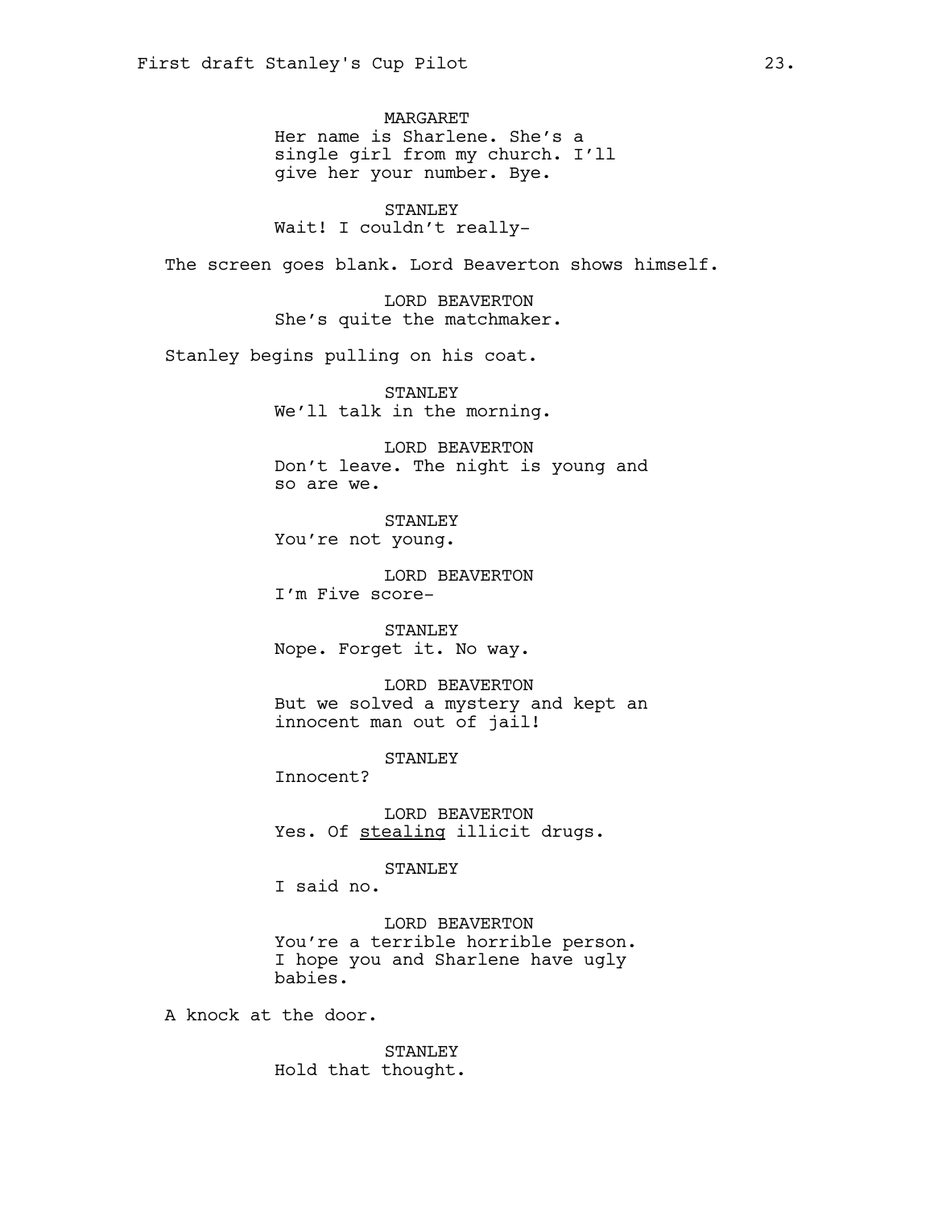MARGARET
Her name is Sharlene. She's a single girl from my church. I'll give her your number. Bye.

STANLEY
Wait! I couldn't really-

The screen goes blank. Lord Beaverton shows himself.

LORD BEAVERTON
She's quite the matchmaker.

Stanley begins pulling on his coat.

STANLEY
We'll talk in the morning.

LORD BEAVERTON
Don't leave. The night is young and so are we.

STANLEY
You're not young.

LORD BEAVERTON
I'm Five score-

STANLEY
Nope. Forget it. No way.

LORD BEAVERTON
But we solved a mystery and kept an innocent man out of jail!

STANLEY
Innocent?

LORD BEAVERTON
Yes. Of <u>stealing</u> illicit drugs.

STANLEY
I said no.

LORD BEAVERTON
You're a terrible horrible person. I hope you and Sharlene have ugly babies.

A knock at the door.

STANLEY
Hold that thought.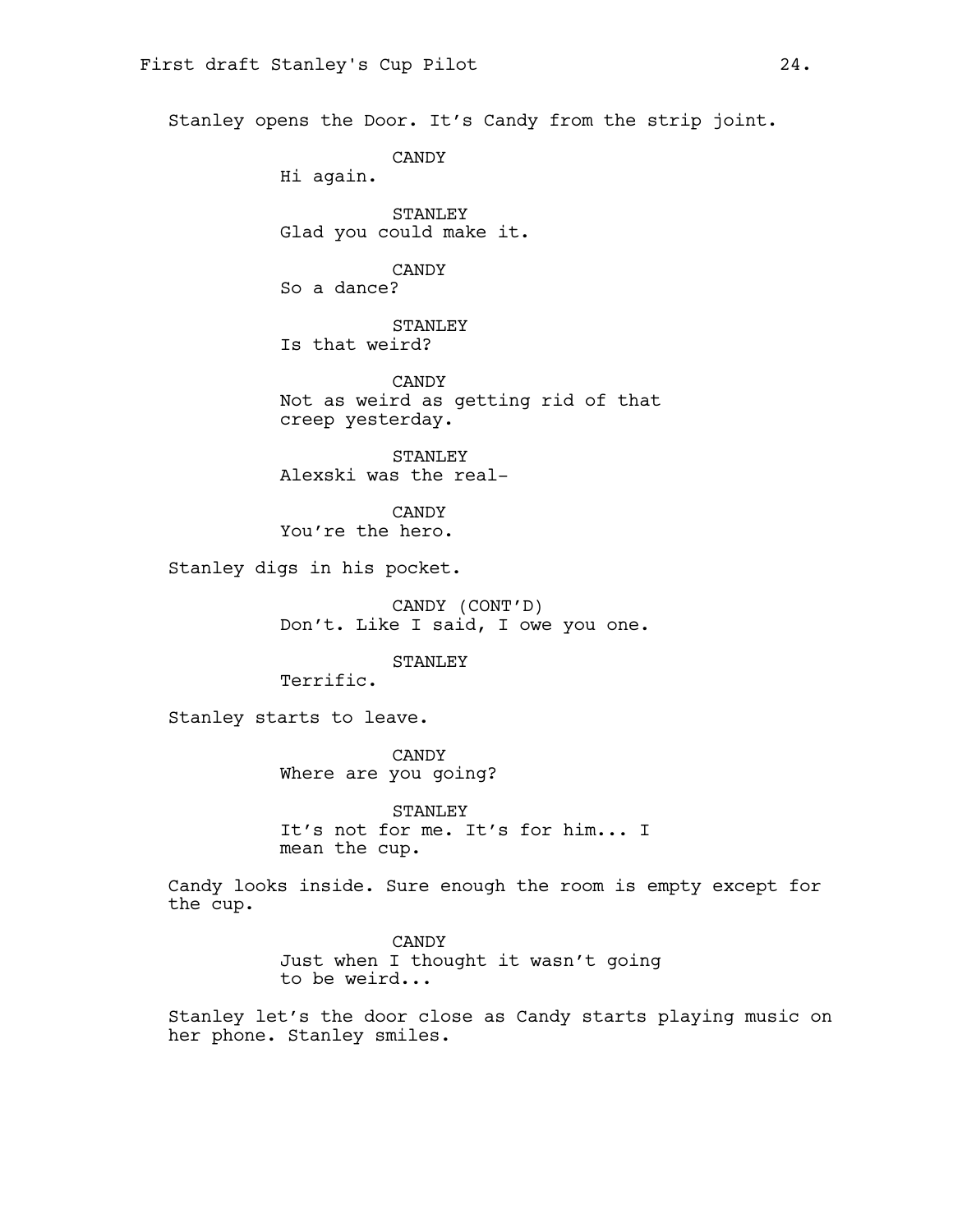Stanley opens the Door. It's Candy from the strip joint.

CANDY
Hi again.

STANLEY
Glad you could make it.

CANDY
So a dance?

STANLEY
Is that weird?

CANDY
Not as weird as getting rid of that creep yesterday.

STANLEY
Alexski was the real-

CANDY
You're the hero.

Stanley digs in his pocket.

CANDY (CONT'D)
Don't. Like I said, I owe you one.

STANLEY
Terrific.

Stanley starts to leave.

CANDY
Where are you going?

STANLEY
It's not for me. It's for him... I mean the cup.

Candy looks inside. Sure enough the room is empty except for the cup.

CANDY
Just when I thought it wasn't going to be weird...

Stanley let's the door close as Candy starts playing music on her phone. Stanley smiles.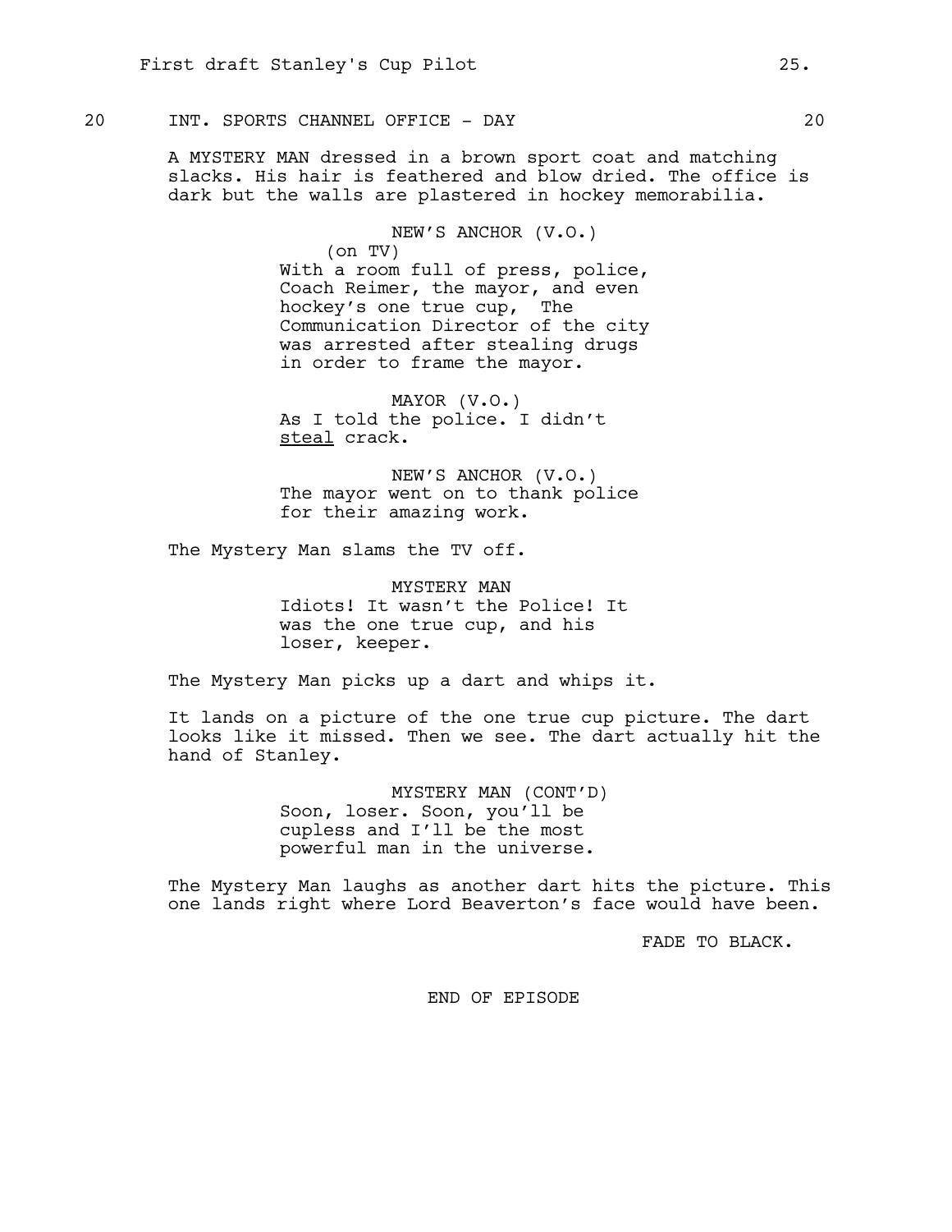20 INT. SPORTS CHANNEL OFFICE - DAY 20

A MYSTERY MAN dressed in a brown sport coat and matching slacks. His hair is feathered and blow dried. The office is dark but the walls are plastered in hockey memorabilia.

NEW'S ANCHOR (V.O.)
(on TV)
With a room full of press, police, Coach Reimer, the mayor, and even hockey's one true cup,  The Communication Director of the city was arrested after stealing drugs in order to frame the mayor.

MAYOR (V.O.)
As I told the police. I didn't <u>steal</u> crack.

NEW'S ANCHOR (V.O.)
The mayor went on to thank police for their amazing work.

The Mystery Man slams the TV off.

MYSTERY MAN
Idiots! It wasn't the Police! It was the one true cup, and his loser, keeper.

The Mystery Man picks up a dart and whips it.

It lands on a picture of the one true cup picture. The dart looks like it missed. Then we see. The dart actually hit the hand of Stanley.

MYSTERY MAN (CONT'D)
Soon, loser. Soon, you'll be cupless and I'll be the most powerful man in the universe.

The Mystery Man laughs as another dart hits the picture. This one lands right where Lord Beaverton's face would have been.

FADE TO BLACK.

END OF EPISODE